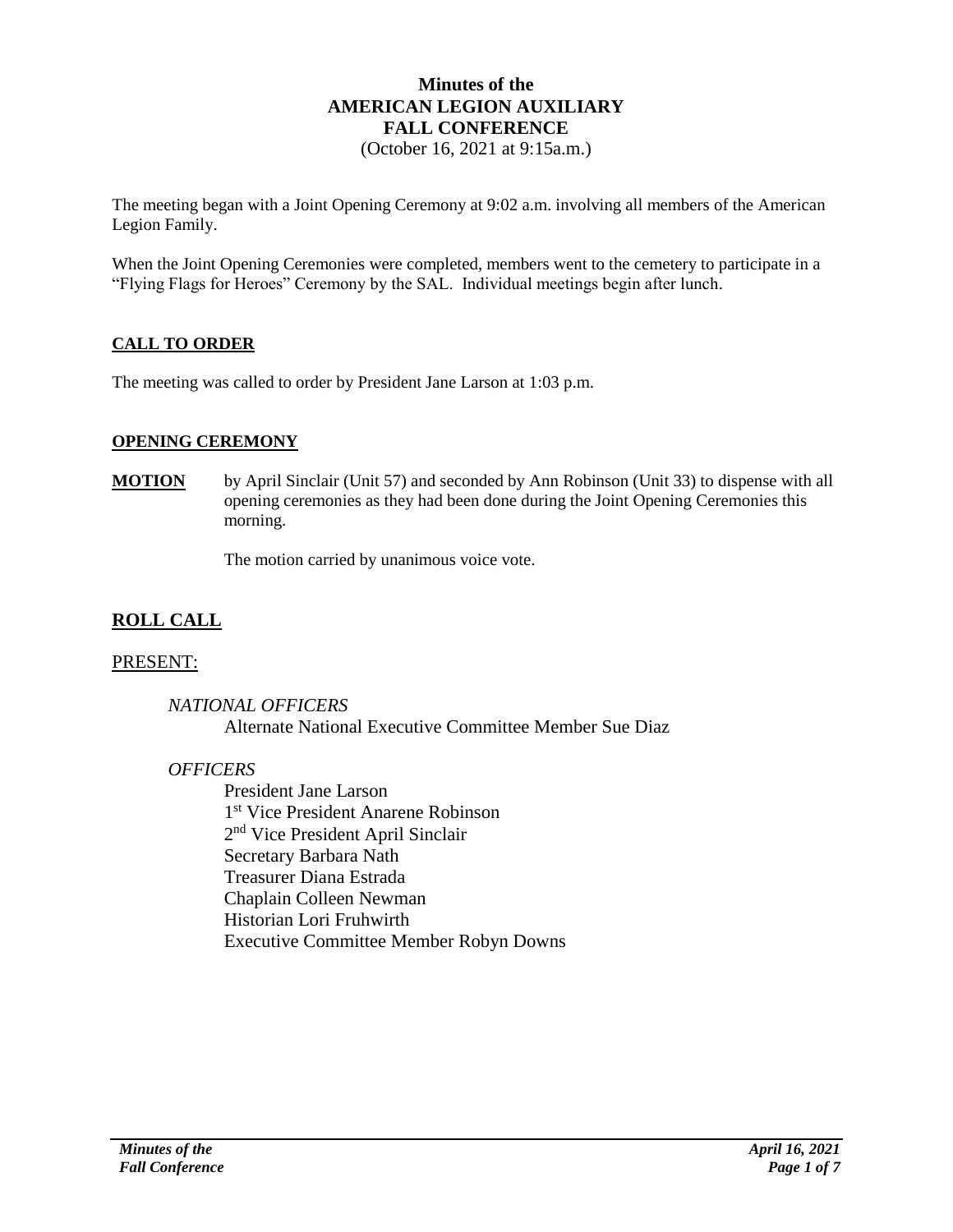# Minutes of the AMERICAN LEGION AUXILIARY FALL CONFERENCE

(October 16, 2021 at 9:15a.m.)

The meeting began with a Joint Opening Ceremony at 9:02 a.m. involving all members of the American Legion Family.

When the Joint Opening Ceremonies were completed, members went to the cemetery to participate in a "Flying Flags for Heroes" Ceremony by the SAL. Individual meetings begin after lunch.

## CALL TO ORDER

The meeting was called to order by President Jane Larson at 1:03 p.m.

## OPENING CEREMONY

**MOTION** by April Sinclair (Unit 57) and seconded by Ann Robinson (Unit 33) to dispense with all opening ceremonies as they had been done during the Joint Opening Ceremonies this morning.

The motion carried by unanimous voice vote.

## ROLL CALL

### PRESENT:

*NATIONAL OFFICERS*

Alternate National Executive Committee Member Sue Diaz

*OFFICERS*

President Jane Larson
1st Vice President Anarene Robinson
2nd Vice President April Sinclair
Secretary Barbara Nath
Treasurer Diana Estrada
Chaplain Colleen Newman
Historian Lori Fruhwirth
Executive Committee Member Robyn Downs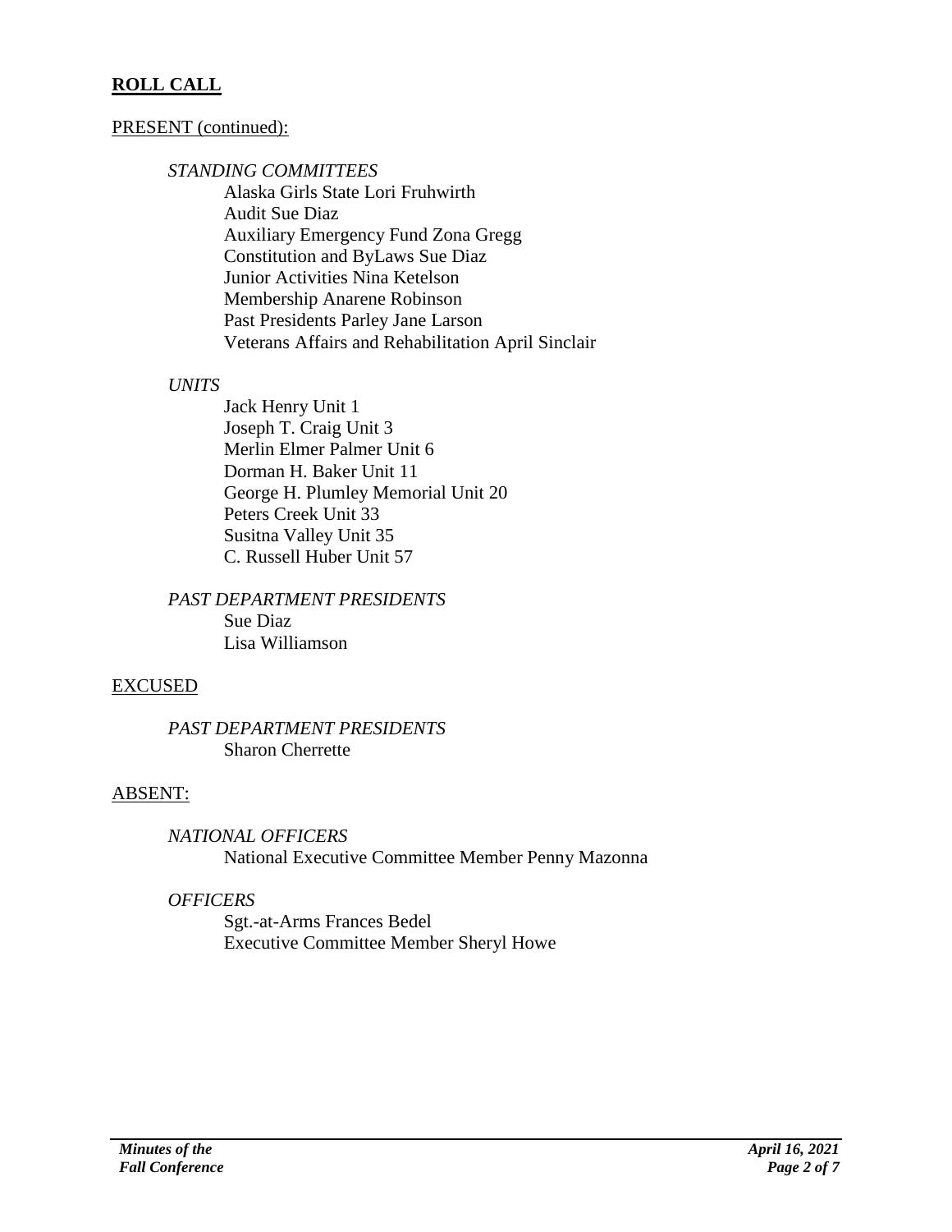## **ROLL CALL**

PRESENT (continued):

*STANDING COMMITTEES*

Alaska Girls State Lori Fruhwirth
Audit Sue Diaz
Auxiliary Emergency Fund Zona Gregg
Constitution and ByLaws Sue Diaz
Junior Activities Nina Ketelson
Membership Anarene Robinson
Past Presidents Parley Jane Larson
Veterans Affairs and Rehabilitation April Sinclair

*UNITS*

Jack Henry Unit 1
Joseph T. Craig Unit 3
Merlin Elmer Palmer Unit 6
Dorman H. Baker Unit 11
George H. Plumley Memorial Unit 20
Peters Creek Unit 33
Susitna Valley Unit 35
C. Russell Huber Unit 57

*PAST DEPARTMENT PRESIDENTS*

Sue Diaz
Lisa Williamson

EXCUSED

*PAST DEPARTMENT PRESIDENTS*

Sharon Cherrette

ABSENT:

*NATIONAL OFFICERS*

National Executive Committee Member Penny Mazonna

*OFFICERS*

Sgt.-at-Arms Frances Bedel
Executive Committee Member Sheryl Howe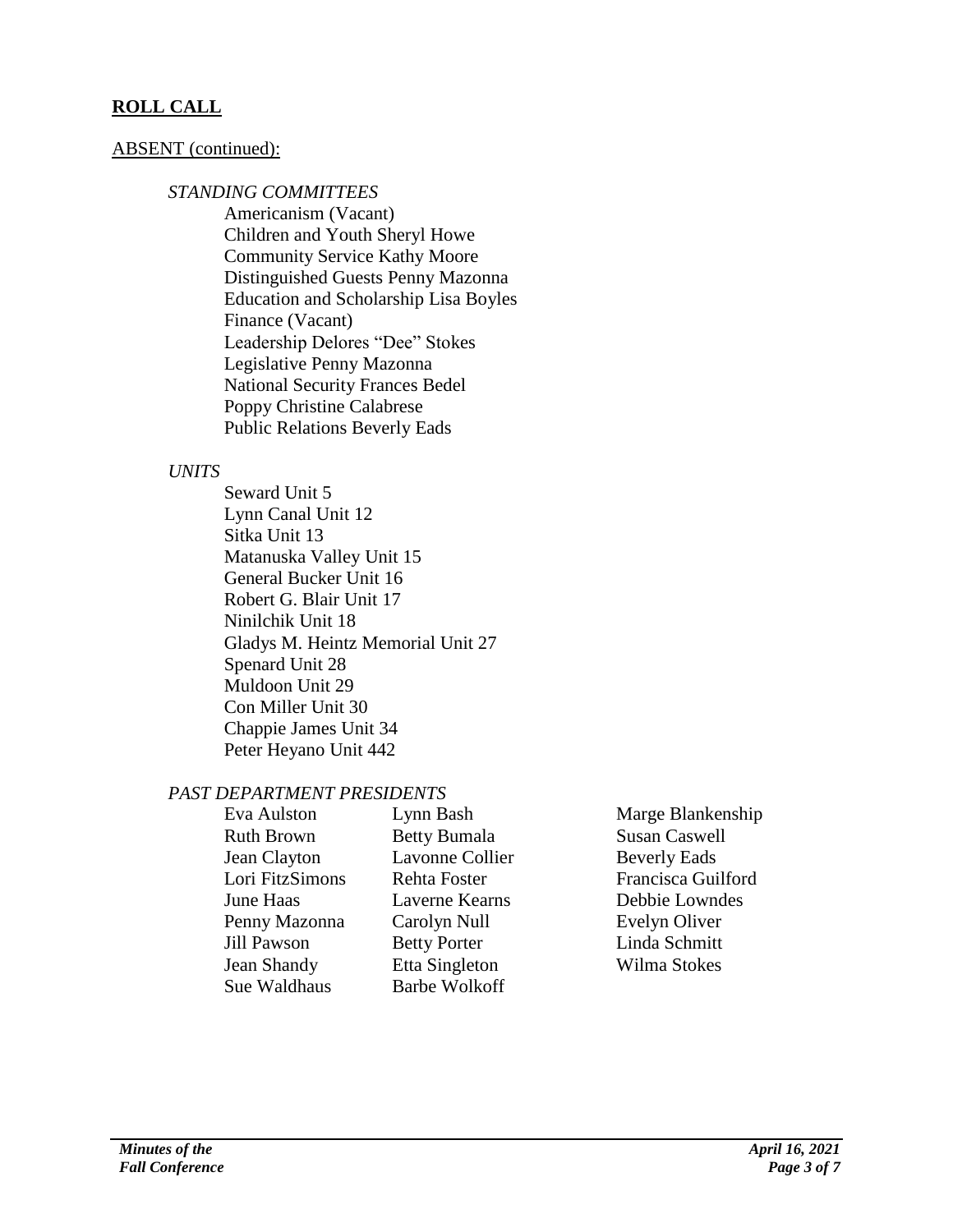## ROLL CALL

ABSENT (continued):

*STANDING COMMITTEES*

Americanism (Vacant)
Children and Youth Sheryl Howe
Community Service Kathy Moore
Distinguished Guests Penny Mazonna
Education and Scholarship Lisa Boyles
Finance (Vacant)
Leadership Delores "Dee" Stokes
Legislative Penny Mazonna
National Security Frances Bedel
Poppy Christine Calabrese
Public Relations Beverly Eads

*UNITS*

Seward Unit 5
Lynn Canal Unit 12
Sitka Unit 13
Matanuska Valley Unit 15
General Bucker Unit 16
Robert G. Blair Unit 17
Ninilchik Unit 18
Gladys M. Heintz Memorial Unit 27
Spenard Unit 28
Muldoon Unit 29
Con Miller Unit 30
Chappie James Unit 34
Peter Heyano Unit 442

*PAST DEPARTMENT PRESIDENTS*

| | | |
|---|---|---|
| Eva Aulston | Lynn Bash | Marge Blankenship |
| Ruth Brown | Betty Bumala | Susan Caswell |
| Jean Clayton | Lavonne Collier | Beverly Eads |
| Lori FitzSimons | Rehta Foster | Francisca Guilford |
| June Haas | Laverne Kearns | Debbie Lowndes |
| Penny Mazonna | Carolyn Null | Evelyn Oliver |
| Jill Pawson | Betty Porter | Linda Schmitt |
| Jean Shandy | Etta Singleton | Wilma Stokes |
| Sue Waldhaus | Barbe Wolkoff | |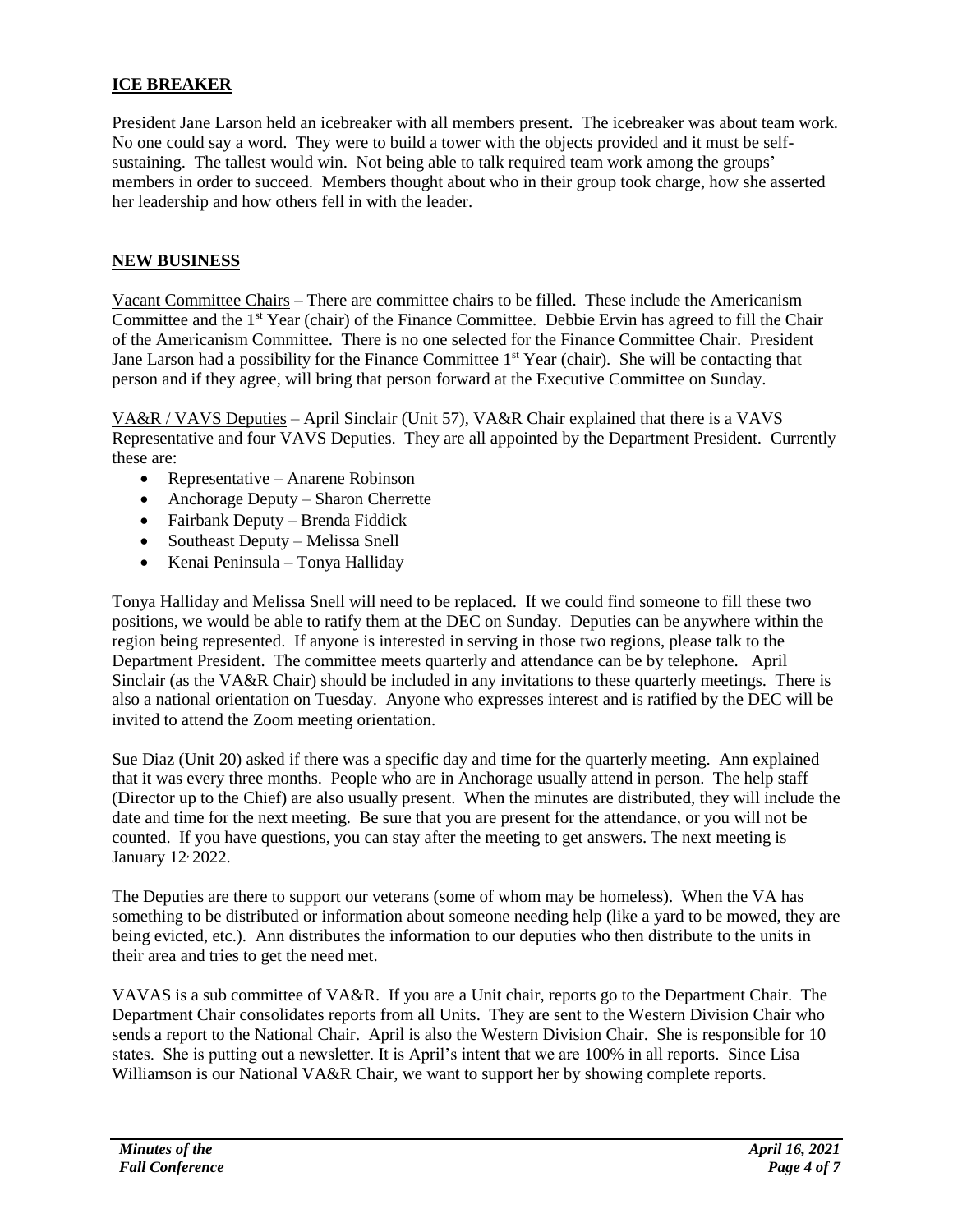## ICE BREAKER

President Jane Larson held an icebreaker with all members present. The icebreaker was about team work. No one could say a word. They were to build a tower with the objects provided and it must be self-sustaining. The tallest would win. Not being able to talk required team work among the groups' members in order to succeed. Members thought about who in their group took charge, how she asserted her leadership and how others fell in with the leader.

## NEW BUSINESS

Vacant Committee Chairs – There are committee chairs to be filled. These include the Americanism Committee and the 1st Year (chair) of the Finance Committee. Debbie Ervin has agreed to fill the Chair of the Americanism Committee. There is no one selected for the Finance Committee Chair. President Jane Larson had a possibility for the Finance Committee 1st Year (chair). She will be contacting that person and if they agree, will bring that person forward at the Executive Committee on Sunday.

VA&R / VAVS Deputies – April Sinclair (Unit 57), VA&R Chair explained that there is a VAVS Representative and four VAVS Deputies. They are all appointed by the Department President. Currently these are:

- Representative – Anarene Robinson
- Anchorage Deputy – Sharon Cherrette
- Fairbank Deputy – Brenda Fiddick
- Southeast Deputy – Melissa Snell
- Kenai Peninsula – Tonya Halliday

Tonya Halliday and Melissa Snell will need to be replaced. If we could find someone to fill these two positions, we would be able to ratify them at the DEC on Sunday. Deputies can be anywhere within the region being represented. If anyone is interested in serving in those two regions, please talk to the Department President. The committee meets quarterly and attendance can be by telephone. April Sinclair (as the VA&R Chair) should be included in any invitations to these quarterly meetings. There is also a national orientation on Tuesday. Anyone who expresses interest and is ratified by the DEC will be invited to attend the Zoom meeting orientation.

Sue Diaz (Unit 20) asked if there was a specific day and time for the quarterly meeting. Ann explained that it was every three months. People who are in Anchorage usually attend in person. The help staff (Director up to the Chief) are also usually present. When the minutes are distributed, they will include the date and time for the next meeting. Be sure that you are present for the attendance, or you will not be counted. If you have questions, you can stay after the meeting to get answers. The next meeting is January 12, 2022.

The Deputies are there to support our veterans (some of whom may be homeless). When the VA has something to be distributed or information about someone needing help (like a yard to be mowed, they are being evicted, etc.). Ann distributes the information to our deputies who then distribute to the units in their area and tries to get the need met.

VAVAS is a sub committee of VA&R. If you are a Unit chair, reports go to the Department Chair. The Department Chair consolidates reports from all Units. They are sent to the Western Division Chair who sends a report to the National Chair. April is also the Western Division Chair. She is responsible for 10 states. She is putting out a newsletter. It is April's intent that we are 100% in all reports. Since Lisa Williamson is our National VA&R Chair, we want to support her by showing complete reports.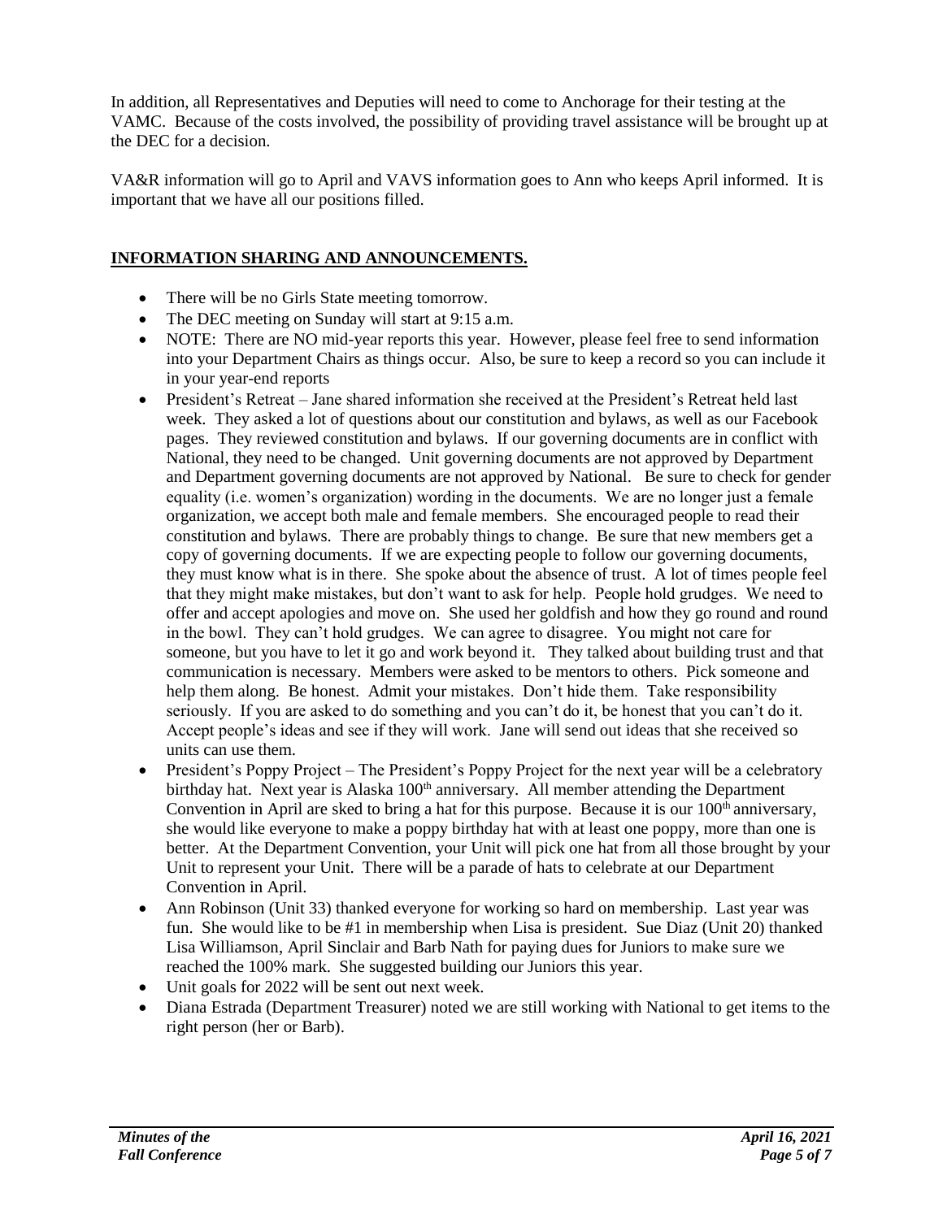In addition, all Representatives and Deputies will need to come to Anchorage for their testing at the VAMC. Because of the costs involved, the possibility of providing travel assistance will be brought up at the DEC for a decision.

VA&R information will go to April and VAVS information goes to Ann who keeps April informed. It is important that we have all our positions filled.

## INFORMATION SHARING AND ANNOUNCEMENTS.

- There will be no Girls State meeting tomorrow.
- The DEC meeting on Sunday will start at 9:15 a.m.
- NOTE: There are NO mid-year reports this year. However, please feel free to send information into your Department Chairs as things occur. Also, be sure to keep a record so you can include it in your year-end reports
- President's Retreat – Jane shared information she received at the President's Retreat held last week. They asked a lot of questions about our constitution and bylaws, as well as our Facebook pages. They reviewed constitution and bylaws. If our governing documents are in conflict with National, they need to be changed. Unit governing documents are not approved by Department and Department governing documents are not approved by National. Be sure to check for gender equality (i.e. women's organization) wording in the documents. We are no longer just a female organization, we accept both male and female members. She encouraged people to read their constitution and bylaws. There are probably things to change. Be sure that new members get a copy of governing documents. If we are expecting people to follow our governing documents, they must know what is in there. She spoke about the absence of trust. A lot of times people feel that they might make mistakes, but don't want to ask for help. People hold grudges. We need to offer and accept apologies and move on. She used her goldfish and how they go round and round in the bowl. They can't hold grudges. We can agree to disagree. You might not care for someone, but you have to let it go and work beyond it. They talked about building trust and that communication is necessary. Members were asked to be mentors to others. Pick someone and help them along. Be honest. Admit your mistakes. Don't hide them. Take responsibility seriously. If you are asked to do something and you can't do it, be honest that you can't do it. Accept people's ideas and see if they will work. Jane will send out ideas that she received so units can use them.
- President's Poppy Project – The President's Poppy Project for the next year will be a celebratory birthday hat. Next year is Alaska 100th anniversary. All member attending the Department Convention in April are sked to bring a hat for this purpose. Because it is our 100th anniversary, she would like everyone to make a poppy birthday hat with at least one poppy, more than one is better. At the Department Convention, your Unit will pick one hat from all those brought by your Unit to represent your Unit. There will be a parade of hats to celebrate at our Department Convention in April.
- Ann Robinson (Unit 33) thanked everyone for working so hard on membership. Last year was fun. She would like to be #1 in membership when Lisa is president. Sue Diaz (Unit 20) thanked Lisa Williamson, April Sinclair and Barb Nath for paying dues for Juniors to make sure we reached the 100% mark. She suggested building our Juniors this year.
- Unit goals for 2022 will be sent out next week.
- Diana Estrada (Department Treasurer) noted we are still working with National to get items to the right person (her or Barb).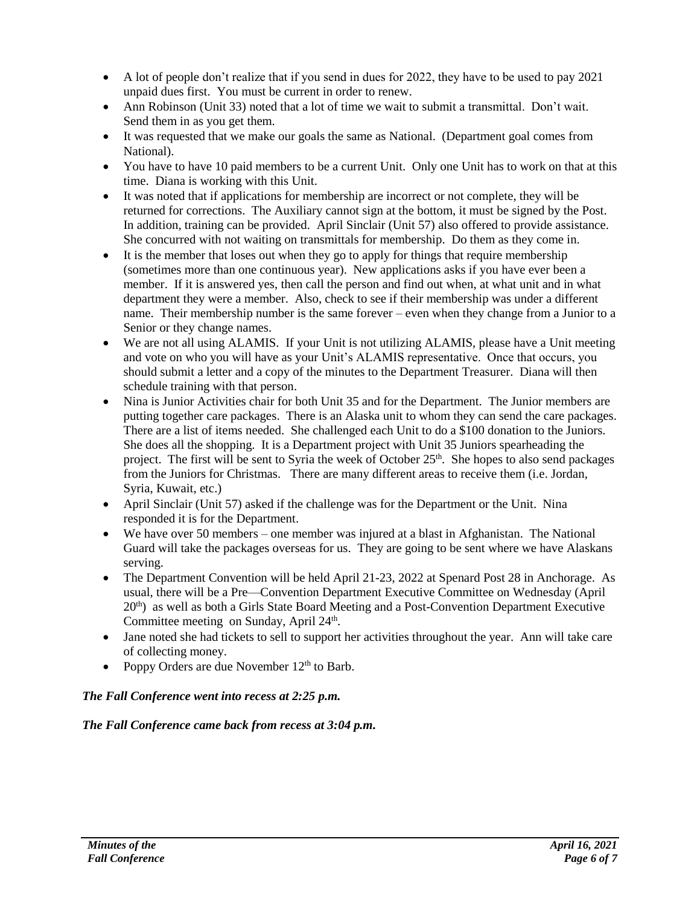- A lot of people don't realize that if you send in dues for 2022, they have to be used to pay 2021 unpaid dues first. You must be current in order to renew.
- Ann Robinson (Unit 33) noted that a lot of time we wait to submit a transmittal. Don't wait. Send them in as you get them.
- It was requested that we make our goals the same as National. (Department goal comes from National).
- You have to have 10 paid members to be a current Unit. Only one Unit has to work on that at this time. Diana is working with this Unit.
- It was noted that if applications for membership are incorrect or not complete, they will be returned for corrections. The Auxiliary cannot sign at the bottom, it must be signed by the Post. In addition, training can be provided. April Sinclair (Unit 57) also offered to provide assistance. She concurred with not waiting on transmittals for membership. Do them as they come in.
- It is the member that loses out when they go to apply for things that require membership (sometimes more than one continuous year). New applications asks if you have ever been a member. If it is answered yes, then call the person and find out when, at what unit and in what department they were a member. Also, check to see if their membership was under a different name. Their membership number is the same forever – even when they change from a Junior to a Senior or they change names.
- We are not all using ALAMIS. If your Unit is not utilizing ALAMIS, please have a Unit meeting and vote on who you will have as your Unit's ALAMIS representative. Once that occurs, you should submit a letter and a copy of the minutes to the Department Treasurer. Diana will then schedule training with that person.
- Nina is Junior Activities chair for both Unit 35 and for the Department. The Junior members are putting together care packages. There is an Alaska unit to whom they can send the care packages. There are a list of items needed. She challenged each Unit to do a $100 donation to the Juniors. She does all the shopping. It is a Department project with Unit 35 Juniors spearheading the project. The first will be sent to Syria the week of October 25th. She hopes to also send packages from the Juniors for Christmas. There are many different areas to receive them (i.e. Jordan, Syria, Kuwait, etc.)
- April Sinclair (Unit 57) asked if the challenge was for the Department or the Unit. Nina responded it is for the Department.
- We have over 50 members – one member was injured at a blast in Afghanistan. The National Guard will take the packages overseas for us. They are going to be sent where we have Alaskans serving.
- The Department Convention will be held April 21-23, 2022 at Spenard Post 28 in Anchorage. As usual, there will be a Pre—Convention Department Executive Committee on Wednesday (April 20th) as well as both a Girls State Board Meeting and a Post-Convention Department Executive Committee meeting on Sunday, April 24th.
- Jane noted she had tickets to sell to support her activities throughout the year. Ann will take care of collecting money.
- Poppy Orders are due November 12th to Barb.

***The Fall Conference went into recess at 2:25 p.m.***

***The Fall Conference came back from recess at 3:04 p.m.***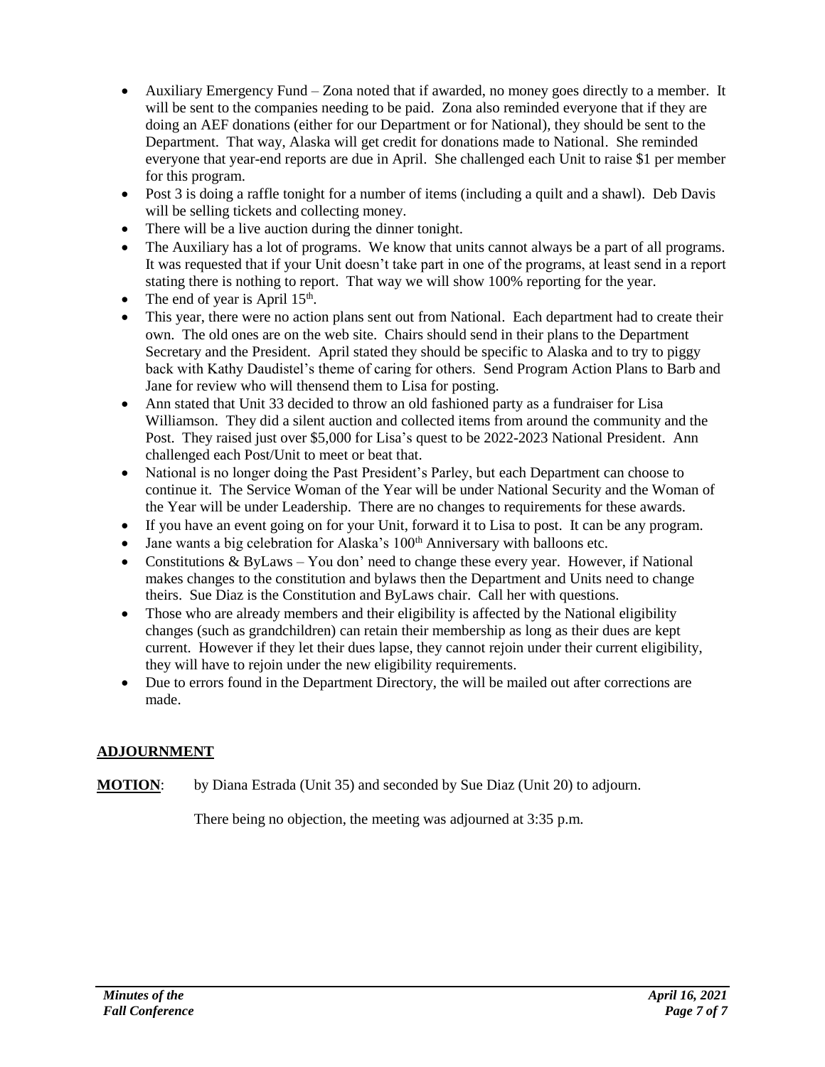- Auxiliary Emergency Fund – Zona noted that if awarded, no money goes directly to a member. It will be sent to the companies needing to be paid. Zona also reminded everyone that if they are doing an AEF donations (either for our Department or for National), they should be sent to the Department. That way, Alaska will get credit for donations made to National. She reminded everyone that year-end reports are due in April. She challenged each Unit to raise $1 per member for this program.
- Post 3 is doing a raffle tonight for a number of items (including a quilt and a shawl). Deb Davis will be selling tickets and collecting money.
- There will be a live auction during the dinner tonight.
- The Auxiliary has a lot of programs. We know that units cannot always be a part of all programs. It was requested that if your Unit doesn't take part in one of the programs, at least send in a report stating there is nothing to report. That way we will show 100% reporting for the year.
- The end of year is April 15th.
- This year, there were no action plans sent out from National. Each department had to create their own. The old ones are on the web site. Chairs should send in their plans to the Department Secretary and the President. April stated they should be specific to Alaska and to try to piggy back with Kathy Daudistel's theme of caring for others. Send Program Action Plans to Barb and Jane for review who will thensend them to Lisa for posting.
- Ann stated that Unit 33 decided to throw an old fashioned party as a fundraiser for Lisa Williamson. They did a silent auction and collected items from around the community and the Post. They raised just over $5,000 for Lisa's quest to be 2022-2023 National President. Ann challenged each Post/Unit to meet or beat that.
- National is no longer doing the Past President's Parley, but each Department can choose to continue it. The Service Woman of the Year will be under National Security and the Woman of the Year will be under Leadership. There are no changes to requirements for these awards.
- If you have an event going on for your Unit, forward it to Lisa to post. It can be any program.
- Jane wants a big celebration for Alaska's 100th Anniversary with balloons etc.
- Constitutions & ByLaws – You don' need to change these every year. However, if National makes changes to the constitution and bylaws then the Department and Units need to change theirs. Sue Diaz is the Constitution and ByLaws chair. Call her with questions.
- Those who are already members and their eligibility is affected by the National eligibility changes (such as grandchildren) can retain their membership as long as their dues are kept current. However if they let their dues lapse, they cannot rejoin under their current eligibility, they will have to rejoin under the new eligibility requirements.
- Due to errors found in the Department Directory, the will be mailed out after corrections are made.

## ADJOURNMENT

**MOTION**: by Diana Estrada (Unit 35) and seconded by Sue Diaz (Unit 20) to adjourn.

There being no objection, the meeting was adjourned at 3:35 p.m.